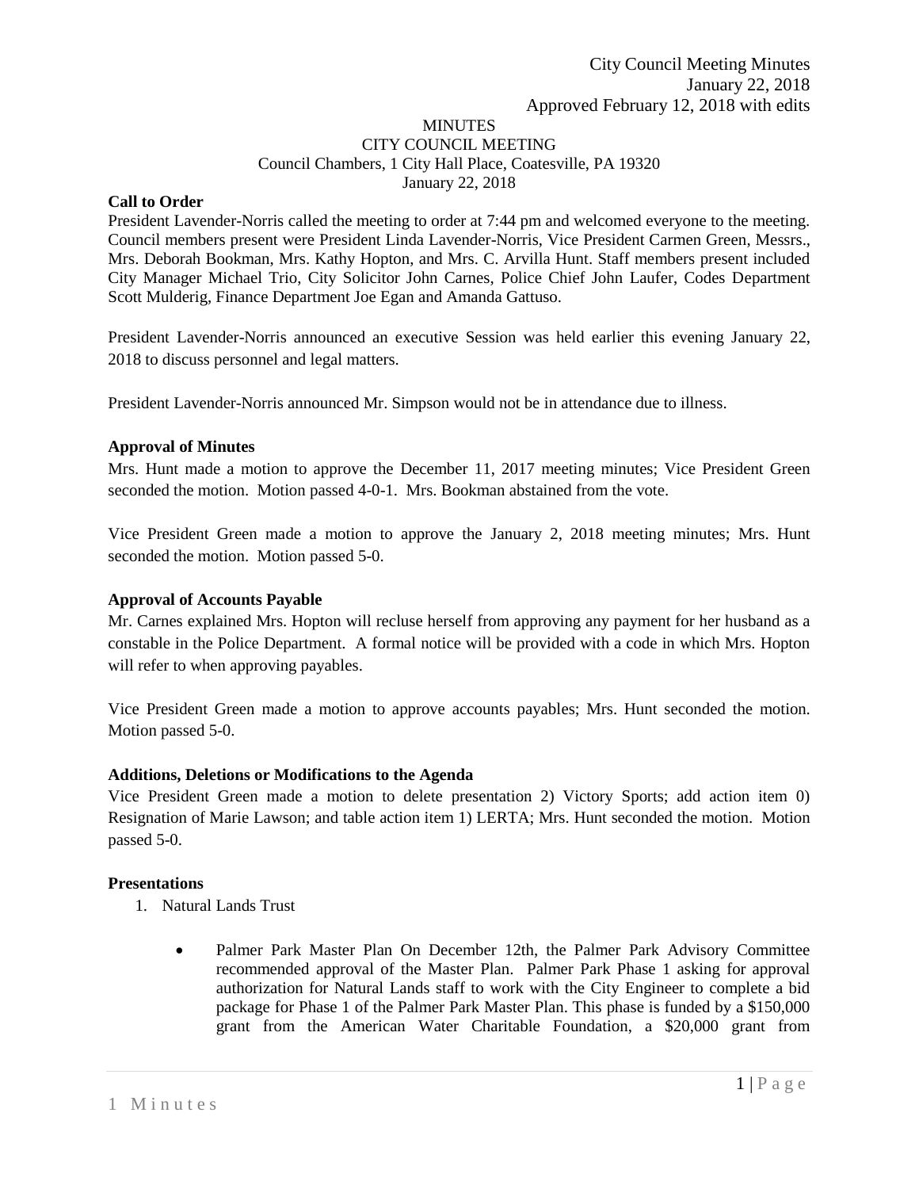City Council Meeting Minutes
January 22, 2018
Approved February 12, 2018 with edits

MINUTES
CITY COUNCIL MEETING
Council Chambers, 1 City Hall Place, Coatesville, PA 19320
January 22, 2018

**Call to Order**

President Lavender-Norris called the meeting to order at 7:44 pm and welcomed everyone to the meeting. Council members present were President Linda Lavender-Norris, Vice President Carmen Green, Messrs., Mrs. Deborah Bookman, Mrs. Kathy Hopton, and Mrs. C. Arvilla Hunt. Staff members present included City Manager Michael Trio, City Solicitor John Carnes, Police Chief John Laufer, Codes Department Scott Mulderig, Finance Department Joe Egan and Amanda Gattuso.

President Lavender-Norris announced an executive Session was held earlier this evening January 22, 2018 to discuss personnel and legal matters.

President Lavender-Norris announced Mr. Simpson would not be in attendance due to illness.

**Approval of Minutes**

Mrs. Hunt made a motion to approve the December 11, 2017 meeting minutes; Vice President Green seconded the motion. Motion passed 4-0-1. Mrs. Bookman abstained from the vote.

Vice President Green made a motion to approve the January 2, 2018 meeting minutes; Mrs. Hunt seconded the motion. Motion passed 5-0.

**Approval of Accounts Payable**

Mr. Carnes explained Mrs. Hopton will recluse herself from approving any payment for her husband as a constable in the Police Department. A formal notice will be provided with a code in which Mrs. Hopton will refer to when approving payables.

Vice President Green made a motion to approve accounts payables; Mrs. Hunt seconded the motion. Motion passed 5-0.

**Additions, Deletions or Modifications to the Agenda**

Vice President Green made a motion to delete presentation 2) Victory Sports; add action item 0) Resignation of Marie Lawson; and table action item 1) LERTA; Mrs. Hunt seconded the motion. Motion passed 5-0.

**Presentations**

1. Natural Lands Trust

   - Palmer Park Master Plan On December 12th, the Palmer Park Advisory Committee recommended approval of the Master Plan. Palmer Park Phase 1 asking for approval authorization for Natural Lands staff to work with the City Engineer to complete a bid package for Phase 1 of the Palmer Park Master Plan. This phase is funded by a $150,000 grant from the American Water Charitable Foundation, a $20,000 grant from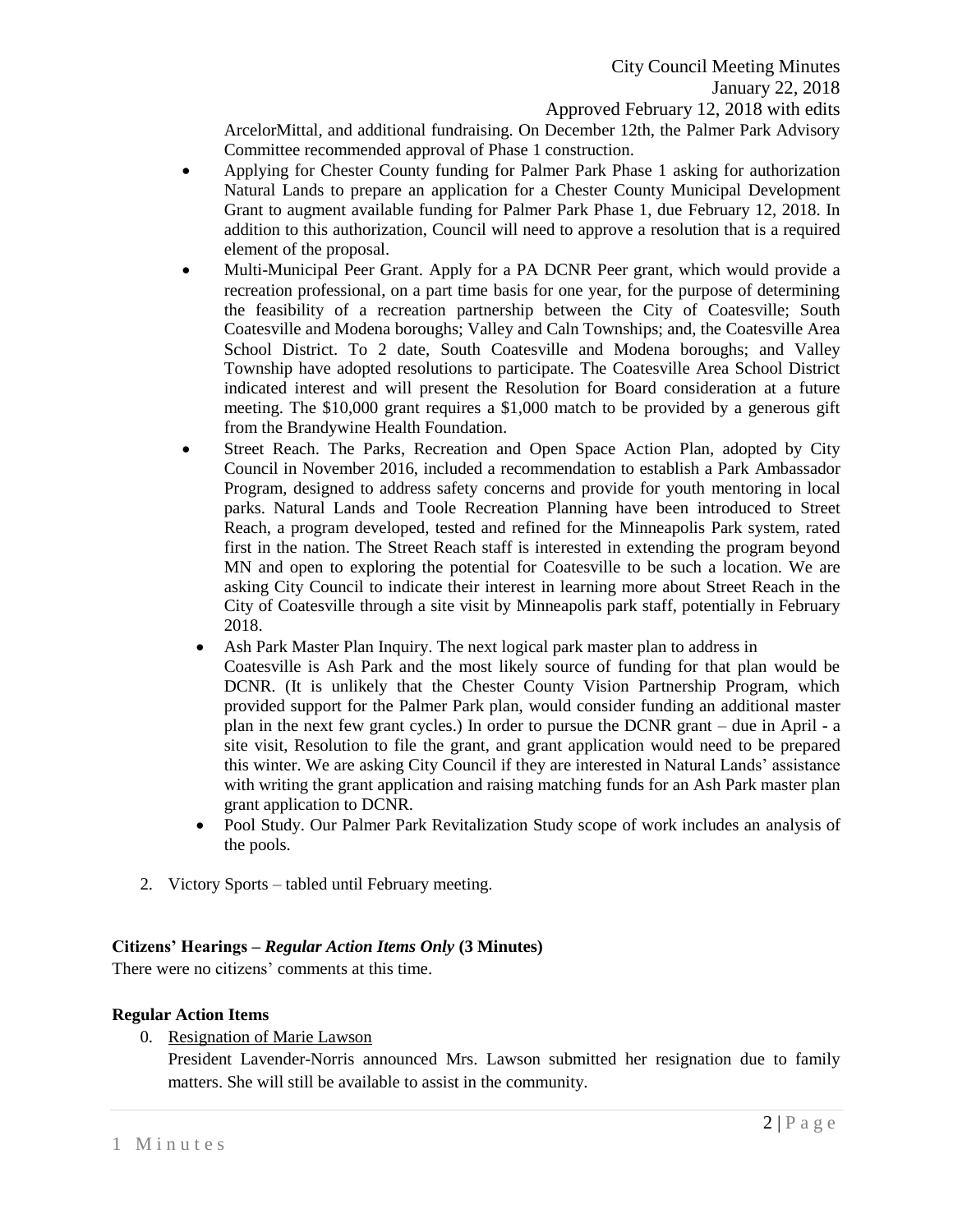ArcelorMittal, and additional fundraising. On December 12th, the Palmer Park Advisory Committee recommended approval of Phase 1 construction.

- Applying for Chester County funding for Palmer Park Phase 1 asking for authorization Natural Lands to prepare an application for a Chester County Municipal Development Grant to augment available funding for Palmer Park Phase 1, due February 12, 2018. In addition to this authorization, Council will need to approve a resolution that is a required element of the proposal.
- Multi-Municipal Peer Grant. Apply for a PA DCNR Peer grant, which would provide a recreation professional, on a part time basis for one year, for the purpose of determining the feasibility of a recreation partnership between the City of Coatesville; South Coatesville and Modena boroughs; Valley and Caln Townships; and, the Coatesville Area School District. To 2 date, South Coatesville and Modena boroughs; and Valley Township have adopted resolutions to participate. The Coatesville Area School District indicated interest and will present the Resolution for Board consideration at a future meeting. The $10,000 grant requires a $1,000 match to be provided by a generous gift from the Brandywine Health Foundation.
- Street Reach. The Parks, Recreation and Open Space Action Plan, adopted by City Council in November 2016, included a recommendation to establish a Park Ambassador Program, designed to address safety concerns and provide for youth mentoring in local parks. Natural Lands and Toole Recreation Planning have been introduced to Street Reach, a program developed, tested and refined for the Minneapolis Park system, rated first in the nation. The Street Reach staff is interested in extending the program beyond MN and open to exploring the potential for Coatesville to be such a location. We are asking City Council to indicate their interest in learning more about Street Reach in the City of Coatesville through a site visit by Minneapolis park staff, potentially in February 2018.
- Ash Park Master Plan Inquiry. The next logical park master plan to address in Coatesville is Ash Park and the most likely source of funding for that plan would be DCNR. (It is unlikely that the Chester County Vision Partnership Program, which provided support for the Palmer Park plan, would consider funding an additional master plan in the next few grant cycles.) In order to pursue the DCNR grant – due in April - a site visit, Resolution to file the grant, and grant application would need to be prepared this winter. We are asking City Council if they are interested in Natural Lands' assistance with writing the grant application and raising matching funds for an Ash Park master plan grant application to DCNR.
- Pool Study. Our Palmer Park Revitalization Study scope of work includes an analysis of the pools.

2. Victory Sports – tabled until February meeting.

**Citizens' Hearings –** ***Regular Action Items Only*** **(3 Minutes)**

There were no citizens' comments at this time.

**Regular Action Items**

0. Resignation of Marie Lawson

   President Lavender-Norris announced Mrs. Lawson submitted her resignation due to family matters. She will still be available to assist in the community.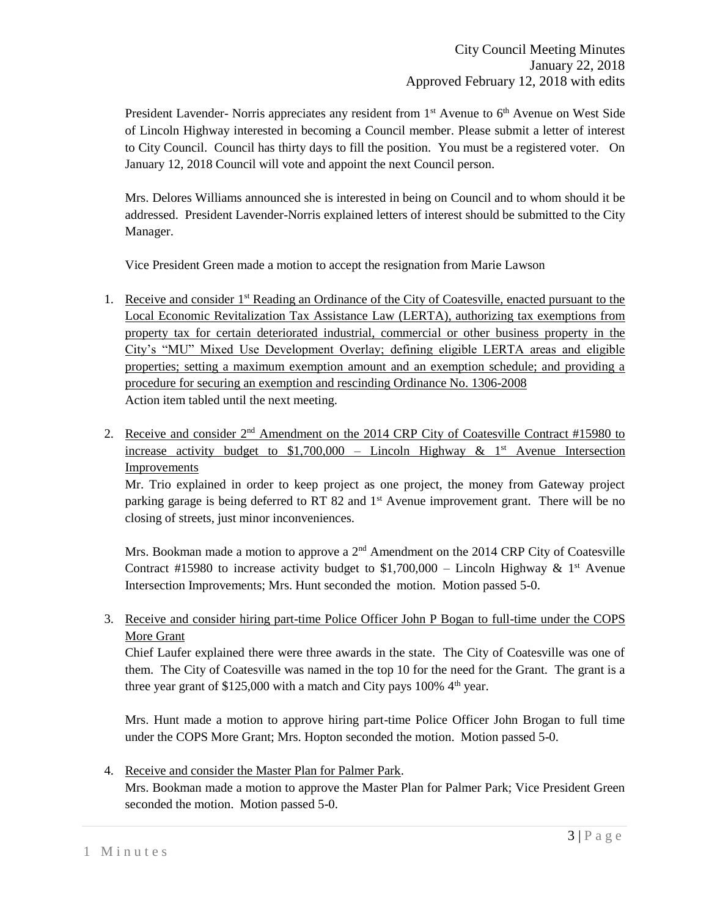President Lavender- Norris appreciates any resident from 1st Avenue to 6th Avenue on West Side of Lincoln Highway interested in becoming a Council member. Please submit a letter of interest to City Council. Council has thirty days to fill the position. You must be a registered voter. On January 12, 2018 Council will vote and appoint the next Council person.

Mrs. Delores Williams announced she is interested in being on Council and to whom should it be addressed. President Lavender-Norris explained letters of interest should be submitted to the City Manager.

Vice President Green made a motion to accept the resignation from Marie Lawson

1. Receive and consider 1st Reading an Ordinance of the City of Coatesville, enacted pursuant to the Local Economic Revitalization Tax Assistance Law (LERTA), authorizing tax exemptions from property tax for certain deteriorated industrial, commercial or other business property in the City's "MU" Mixed Use Development Overlay; defining eligible LERTA areas and eligible properties; setting a maximum exemption amount and an exemption schedule; and providing a procedure for securing an exemption and rescinding Ordinance No. 1306-2008
   Action item tabled until the next meeting.

2. Receive and consider 2nd Amendment on the 2014 CRP City of Coatesville Contract #15980 to increase activity budget to $1,700,000 – Lincoln Highway & 1st Avenue Intersection Improvements
   Mr. Trio explained in order to keep project as one project, the money from Gateway project parking garage is being deferred to RT 82 and 1st Avenue improvement grant. There will be no closing of streets, just minor inconveniences.

   Mrs. Bookman made a motion to approve a 2nd Amendment on the 2014 CRP City of Coatesville Contract #15980 to increase activity budget to $1,700,000 – Lincoln Highway & 1st Avenue Intersection Improvements; Mrs. Hunt seconded the motion. Motion passed 5-0.

3. Receive and consider hiring part-time Police Officer John P Bogan to full-time under the COPS More Grant
   Chief Laufer explained there were three awards in the state. The City of Coatesville was one of them. The City of Coatesville was named in the top 10 for the need for the Grant. The grant is a three year grant of $125,000 with a match and City pays 100% 4th year.

   Mrs. Hunt made a motion to approve hiring part-time Police Officer John Brogan to full time under the COPS More Grant; Mrs. Hopton seconded the motion. Motion passed 5-0.

4. Receive and consider the Master Plan for Palmer Park.
   Mrs. Bookman made a motion to approve the Master Plan for Palmer Park; Vice President Green seconded the motion. Motion passed 5-0.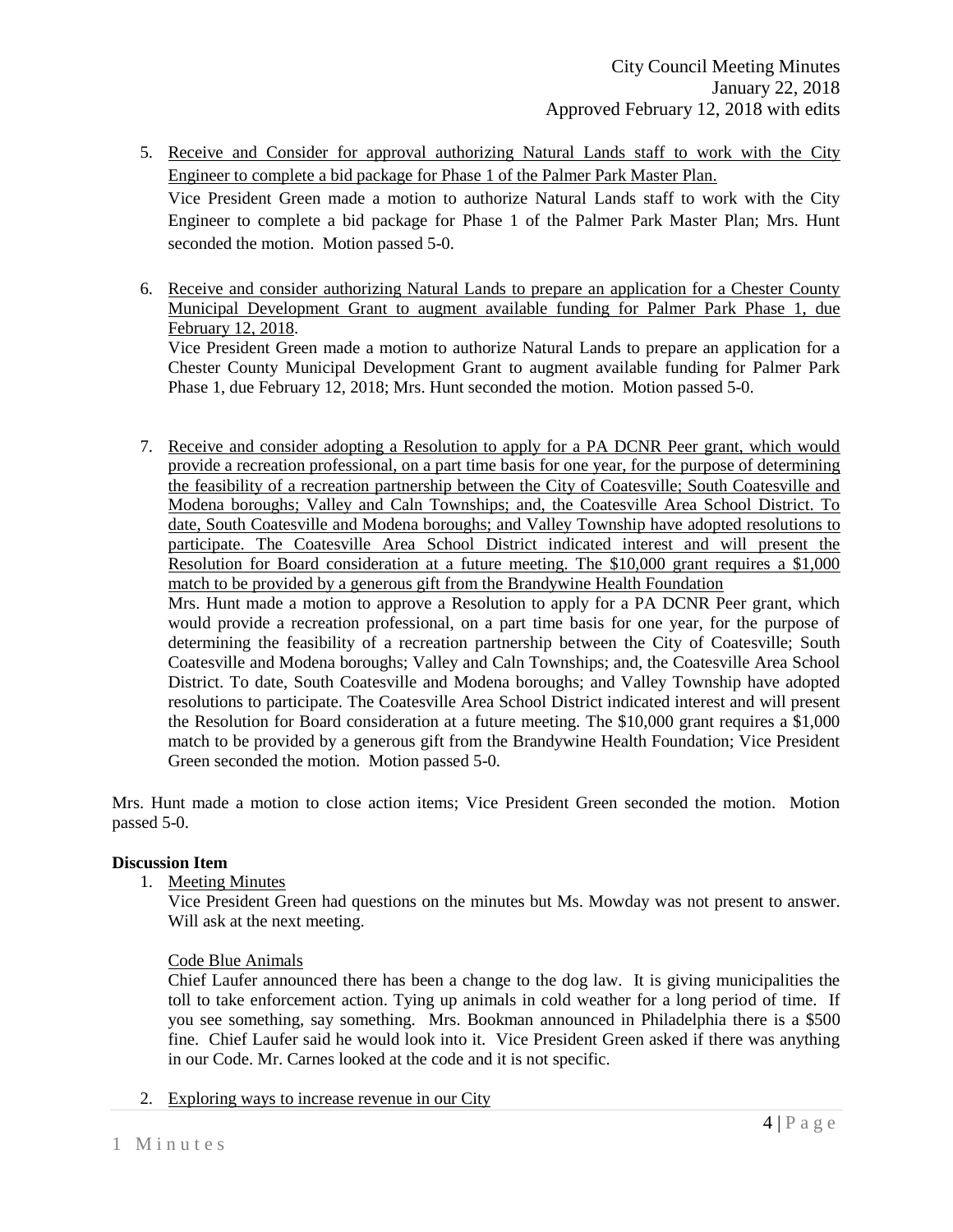5. Receive and Consider for approval authorizing Natural Lands staff to work with the City Engineer to complete a bid package for Phase 1 of the Palmer Park Master Plan.
   Vice President Green made a motion to authorize Natural Lands staff to work with the City Engineer to complete a bid package for Phase 1 of the Palmer Park Master Plan; Mrs. Hunt seconded the motion. Motion passed 5-0.

6. Receive and consider authorizing Natural Lands to prepare an application for a Chester County Municipal Development Grant to augment available funding for Palmer Park Phase 1, due February 12, 2018.
   Vice President Green made a motion to authorize Natural Lands to prepare an application for a Chester County Municipal Development Grant to augment available funding for Palmer Park Phase 1, due February 12, 2018; Mrs. Hunt seconded the motion. Motion passed 5-0.

7. Receive and consider adopting a Resolution to apply for a PA DCNR Peer grant, which would provide a recreation professional, on a part time basis for one year, for the purpose of determining the feasibility of a recreation partnership between the City of Coatesville; South Coatesville and Modena boroughs; Valley and Caln Townships; and, the Coatesville Area School District. To date, South Coatesville and Modena boroughs; and Valley Township have adopted resolutions to participate. The Coatesville Area School District indicated interest and will present the Resolution for Board consideration at a future meeting. The $10,000 grant requires a $1,000 match to be provided by a generous gift from the Brandywine Health Foundation
   Mrs. Hunt made a motion to approve a Resolution to apply for a PA DCNR Peer grant, which would provide a recreation professional, on a part time basis for one year, for the purpose of determining the feasibility of a recreation partnership between the City of Coatesville; South Coatesville and Modena boroughs; Valley and Caln Townships; and, the Coatesville Area School District. To date, South Coatesville and Modena boroughs; and Valley Township have adopted resolutions to participate. The Coatesville Area School District indicated interest and will present the Resolution for Board consideration at a future meeting. The $10,000 grant requires a $1,000 match to be provided by a generous gift from the Brandywine Health Foundation; Vice President Green seconded the motion. Motion passed 5-0.

Mrs. Hunt made a motion to close action items; Vice President Green seconded the motion. Motion passed 5-0.

**Discussion Item**

1. Meeting Minutes
   Vice President Green had questions on the minutes but Ms. Mowday was not present to answer. Will ask at the next meeting.

   Code Blue Animals
   Chief Laufer announced there has been a change to the dog law. It is giving municipalities the toll to take enforcement action. Tying up animals in cold weather for a long period of time. If you see something, say something. Mrs. Bookman announced in Philadelphia there is a $500 fine. Chief Laufer said he would look into it. Vice President Green asked if there was anything in our Code. Mr. Carnes looked at the code and it is not specific.

2. Exploring ways to increase revenue in our City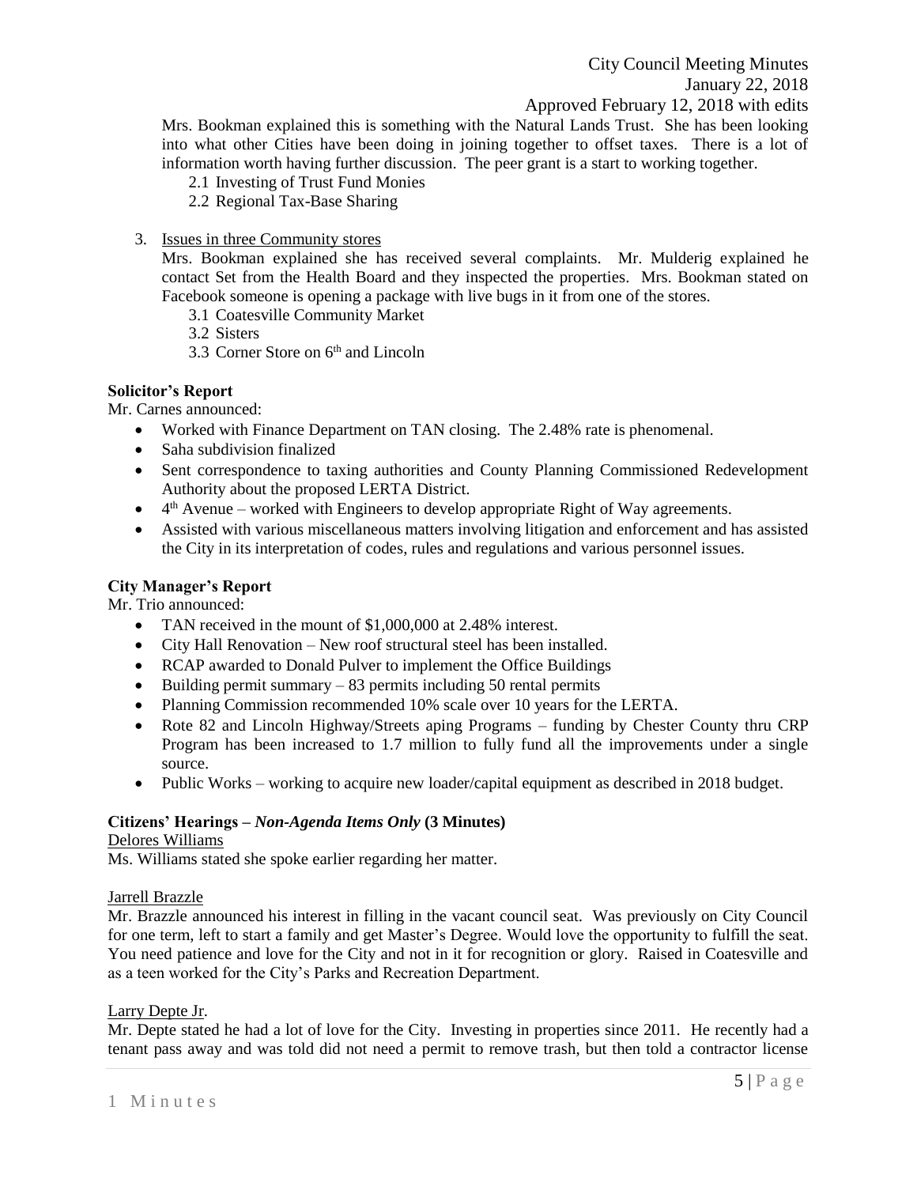Mrs. Bookman explained this is something with the Natural Lands Trust. She has been looking into what other Cities have been doing in joining together to offset taxes. There is a lot of information worth having further discussion. The peer grant is a start to working together.

2.1 Investing of Trust Fund Monies
2.2 Regional Tax-Base Sharing

3. Issues in three Community stores

Mrs. Bookman explained she has received several complaints. Mr. Mulderig explained he contact Set from the Health Board and they inspected the properties. Mrs. Bookman stated on Facebook someone is opening a package with live bugs in it from one of the stores.

3.1 Coatesville Community Market
3.2 Sisters
3.3 Corner Store on 6th and Lincoln

**Solicitor's Report**

Mr. Carnes announced:

- Worked with Finance Department on TAN closing. The 2.48% rate is phenomenal.
- Saha subdivision finalized
- Sent correspondence to taxing authorities and County Planning Commissioned Redevelopment Authority about the proposed LERTA District.
- 4th Avenue – worked with Engineers to develop appropriate Right of Way agreements.
- Assisted with various miscellaneous matters involving litigation and enforcement and has assisted the City in its interpretation of codes, rules and regulations and various personnel issues.

**City Manager's Report**

Mr. Trio announced:

- TAN received in the mount of $1,000,000 at 2.48% interest.
- City Hall Renovation – New roof structural steel has been installed.
- RCAP awarded to Donald Pulver to implement the Office Buildings
- Building permit summary – 83 permits including 50 rental permits
- Planning Commission recommended 10% scale over 10 years for the LERTA.
- Rote 82 and Lincoln Highway/Streets aping Programs – funding by Chester County thru CRP Program has been increased to 1.7 million to fully fund all the improvements under a single source.
- Public Works – working to acquire new loader/capital equipment as described in 2018 budget.

**Citizens' Hearings –** ***Non-Agenda Items Only*** **(3 Minutes)**

Delores Williams

Ms. Williams stated she spoke earlier regarding her matter.

Jarrell Brazzle

Mr. Brazzle announced his interest in filling in the vacant council seat. Was previously on City Council for one term, left to start a family and get Master's Degree. Would love the opportunity to fulfill the seat. You need patience and love for the City and not in it for recognition or glory. Raised in Coatesville and as a teen worked for the City's Parks and Recreation Department.

Larry Depte Jr.

Mr. Depte stated he had a lot of love for the City. Investing in properties since 2011. He recently had a tenant pass away and was told did not need a permit to remove trash, but then told a contractor license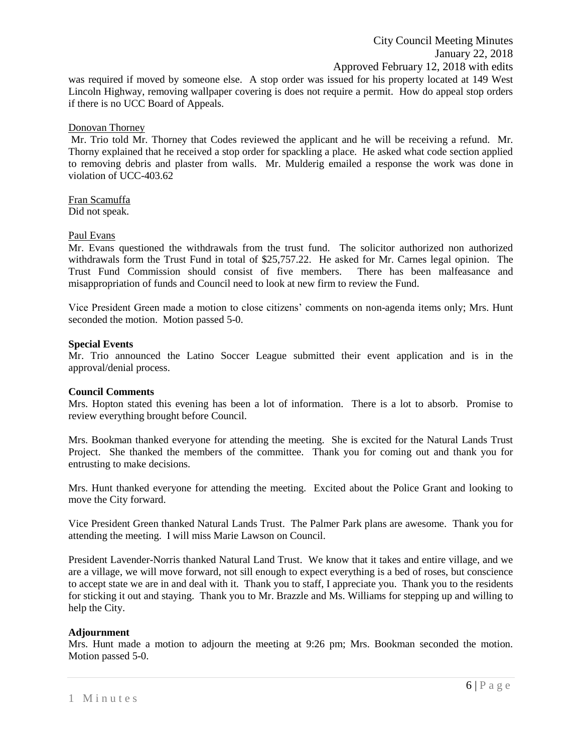was required if moved by someone else. A stop order was issued for his property located at 149 West Lincoln Highway, removing wallpaper covering is does not require a permit. How do appeal stop orders if there is no UCC Board of Appeals.

Donovan Thorney

Mr. Trio told Mr. Thorney that Codes reviewed the applicant and he will be receiving a refund. Mr. Thorny explained that he received a stop order for spackling a place. He asked what code section applied to removing debris and plaster from walls. Mr. Mulderig emailed a response the work was done in violation of UCC-403.62

Fran Scamuffa

Did not speak.

Paul Evans

Mr. Evans questioned the withdrawals from the trust fund. The solicitor authorized non authorized withdrawals form the Trust Fund in total of $25,757.22. He asked for Mr. Carnes legal opinion. The Trust Fund Commission should consist of five members. There has been malfeasance and misappropriation of funds and Council need to look at new firm to review the Fund.

Vice President Green made a motion to close citizens' comments on non-agenda items only; Mrs. Hunt seconded the motion. Motion passed 5-0.

**Special Events**

Mr. Trio announced the Latino Soccer League submitted their event application and is in the approval/denial process.

**Council Comments**

Mrs. Hopton stated this evening has been a lot of information. There is a lot to absorb. Promise to review everything brought before Council.

Mrs. Bookman thanked everyone for attending the meeting. She is excited for the Natural Lands Trust Project. She thanked the members of the committee. Thank you for coming out and thank you for entrusting to make decisions.

Mrs. Hunt thanked everyone for attending the meeting. Excited about the Police Grant and looking to move the City forward.

Vice President Green thanked Natural Lands Trust. The Palmer Park plans are awesome. Thank you for attending the meeting. I will miss Marie Lawson on Council.

President Lavender-Norris thanked Natural Land Trust. We know that it takes and entire village, and we are a village, we will move forward, not sill enough to expect everything is a bed of roses, but conscience to accept state we are in and deal with it. Thank you to staff, I appreciate you. Thank you to the residents for sticking it out and staying. Thank you to Mr. Brazzle and Ms. Williams for stepping up and willing to help the City.

**Adjournment**

Mrs. Hunt made a motion to adjourn the meeting at 9:26 pm; Mrs. Bookman seconded the motion. Motion passed 5-0.